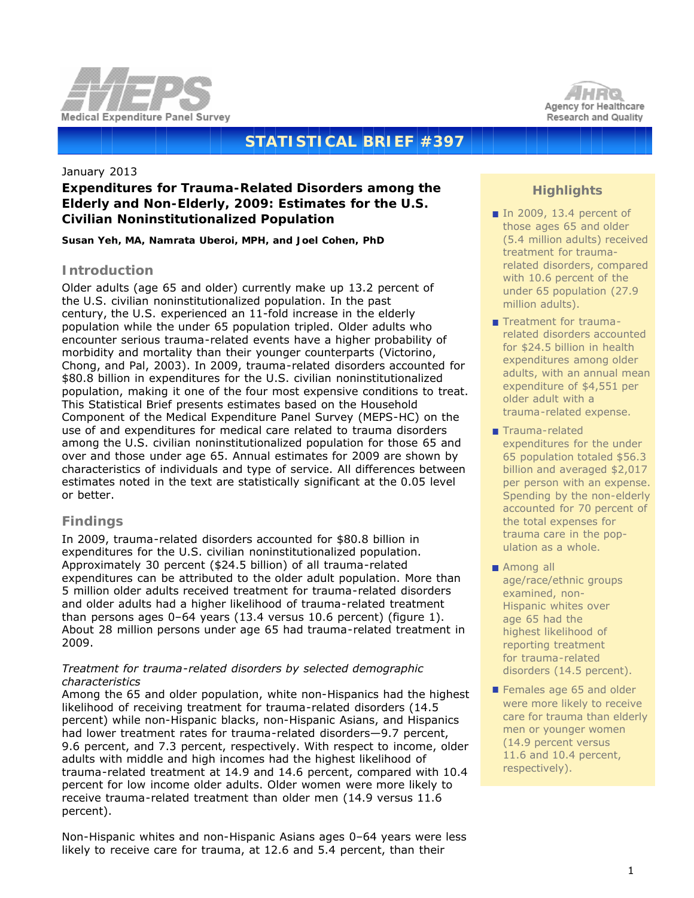Medical Expenditure Panel Survey

Agency for Healthcare Research and Quality

# STATISTICAL BRIEF #397

January 2013

## Expenditures for Trauma-Related Disorders among the Elderly and Non-Elderly, 2009: Estimates for the U.S. Civilian Noninstitutionalized Population

**Susan Yeh, MA, Namrata Uberoi, MPH, and Joel Cohen, PhD**

### Highlights

- In 2009, 13.4 percent of those ages 65 and older (5.4 million adults) received treatment for trauma-related disorders, compared with 10.6 percent of the under 65 population (27.9 million adults).
- Treatment for trauma-related disorders accounted for $24.5 billion in health expenditures among older adults, with an annual mean expenditure of $4,551 per older adult with a trauma-related expense.
- Trauma-related expenditures for the under 65 population totaled $56.3 billion and averaged $2,017 per person with an expense. Spending by the non-elderly accounted for 70 percent of the total expenses for trauma care in the population as a whole.
- Among all age/race/ethnic groups examined, non-Hispanic whites over age 65 had the highest likelihood of reporting treatment for trauma-related disorders (14.5 percent).
- Females age 65 and older were more likely to receive care for trauma than elderly men or younger women (14.9 percent versus 11.6 and 10.4 percent, respectively).

## Introduction

Older adults (age 65 and older) currently make up 13.2 percent of the U.S. civilian noninstitutionalized population. In the past century, the U.S. experienced an 11-fold increase in the elderly population while the under 65 population tripled. Older adults who encounter serious trauma-related events have a higher probability of morbidity and mortality than their younger counterparts (Victorino, Chong, and Pal, 2003). In 2009, trauma-related disorders accounted for $80.8 billion in expenditures for the U.S. civilian noninstitutionalized population, making it one of the four most expensive conditions to treat. This Statistical Brief presents estimates based on the Household Component of the Medical Expenditure Panel Survey (MEPS-HC) on the use of and expenditures for medical care related to trauma disorders among the U.S. civilian noninstitutionalized population for those 65 and over and those under age 65. Annual estimates for 2009 are shown by characteristics of individuals and type of service. All differences between estimates noted in the text are statistically significant at the 0.05 level or better.

## Findings

In 2009, trauma-related disorders accounted for $80.8 billion in expenditures for the U.S. civilian noninstitutionalized population. Approximately 30 percent ($24.5 billion) of all trauma-related expenditures can be attributed to the older adult population. More than 5 million older adults received treatment for trauma-related disorders and older adults had a higher likelihood of trauma-related treatment than persons ages 0–64 years (13.4 versus 10.6 percent) (figure 1). About 28 million persons under age 65 had trauma-related treatment in 2009.

*Treatment for trauma-related disorders by selected demographic characteristics*

Among the 65 and older population, white non-Hispanics had the highest likelihood of receiving treatment for trauma-related disorders (14.5 percent) while non-Hispanic blacks, non-Hispanic Asians, and Hispanics had lower treatment rates for trauma-related disorders—9.7 percent, 9.6 percent, and 7.3 percent, respectively. With respect to income, older adults with middle and high incomes had the highest likelihood of trauma-related treatment at 14.9 and 14.6 percent, compared with 10.4 percent for low income older adults. Older women were more likely to receive trauma-related treatment than older men (14.9 versus 11.6 percent).

Non-Hispanic whites and non-Hispanic Asians ages 0–64 years were less likely to receive care for trauma, at 12.6 and 5.4 percent, than their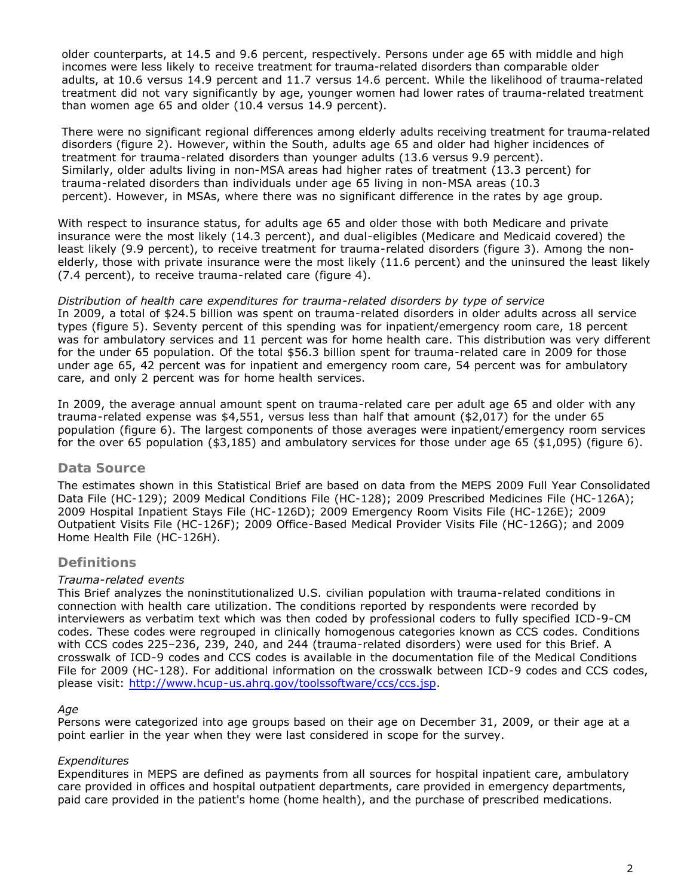older counterparts, at 14.5 and 9.6 percent, respectively. Persons under age 65 with middle and high incomes were less likely to receive treatment for trauma-related disorders than comparable older adults, at 10.6 versus 14.9 percent and 11.7 versus 14.6 percent. While the likelihood of trauma-related treatment did not vary significantly by age, younger women had lower rates of trauma-related treatment than women age 65 and older (10.4 versus 14.9 percent).

There were no significant regional differences among elderly adults receiving treatment for trauma-related disorders (figure 2). However, within the South, adults age 65 and older had higher incidences of treatment for trauma-related disorders than younger adults (13.6 versus 9.9 percent). Similarly, older adults living in non-MSA areas had higher rates of treatment (13.3 percent) for trauma-related disorders than individuals under age 65 living in non-MSA areas (10.3 percent). However, in MSAs, where there was no significant difference in the rates by age group.

With respect to insurance status, for adults age 65 and older those with both Medicare and private insurance were the most likely (14.3 percent), and dual-eligibles (Medicare and Medicaid covered) the least likely (9.9 percent), to receive treatment for trauma-related disorders (figure 3). Among the non-elderly, those with private insurance were the most likely (11.6 percent) and the uninsured the least likely (7.4 percent), to receive trauma-related care (figure 4).

*Distribution of health care expenditures for trauma-related disorders by type of service*
In 2009, a total of $24.5 billion was spent on trauma-related disorders in older adults across all service types (figure 5). Seventy percent of this spending was for inpatient/emergency room care, 18 percent was for ambulatory services and 11 percent was for home health care. This distribution was very different for the under 65 population. Of the total $56.3 billion spent for trauma-related care in 2009 for those under age 65, 42 percent was for inpatient and emergency room care, 54 percent was for ambulatory care, and only 2 percent was for home health services.

In 2009, the average annual amount spent on trauma-related care per adult age 65 and older with any trauma-related expense was $4,551, versus less than half that amount ($2,017) for the under 65 population (figure 6). The largest components of those averages were inpatient/emergency room services for the over 65 population ($3,185) and ambulatory services for those under age 65 ($1,095) (figure 6).

## Data Source

The estimates shown in this Statistical Brief are based on data from the MEPS 2009 Full Year Consolidated Data File (HC-129); 2009 Medical Conditions File (HC-128); 2009 Prescribed Medicines File (HC-126A); 2009 Hospital Inpatient Stays File (HC-126D); 2009 Emergency Room Visits File (HC-126E); 2009 Outpatient Visits File (HC-126F); 2009 Office-Based Medical Provider Visits File (HC-126G); and 2009 Home Health File (HC-126H).

## Definitions

*Trauma-related events*
This Brief analyzes the noninstitutionalized U.S. civilian population with trauma-related conditions in connection with health care utilization. The conditions reported by respondents were recorded by interviewers as verbatim text which was then coded by professional coders to fully specified ICD-9-CM codes. These codes were regrouped in clinically homogenous categories known as CCS codes. Conditions with CCS codes 225–236, 239, 240, and 244 (trauma-related disorders) were used for this Brief. A crosswalk of ICD-9 codes and CCS codes is available in the documentation file of the Medical Conditions File for 2009 (HC-128). For additional information on the crosswalk between ICD-9 codes and CCS codes, please visit: http://www.hcup-us.ahrq.gov/toolssoftware/ccs/ccs.jsp.

*Age*
Persons were categorized into age groups based on their age on December 31, 2009, or their age at a point earlier in the year when they were last considered in scope for the survey.

*Expenditures*
Expenditures in MEPS are defined as payments from all sources for hospital inpatient care, ambulatory care provided in offices and hospital outpatient departments, care provided in emergency departments, paid care provided in the patient's home (home health), and the purchase of prescribed medications.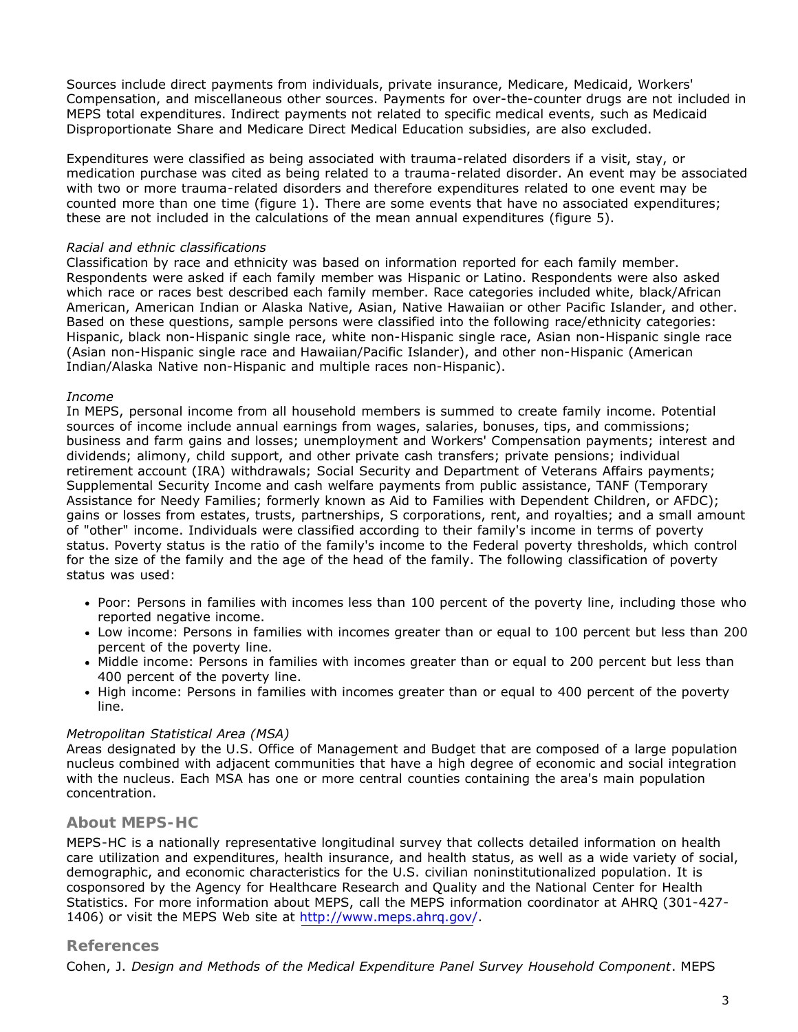Sources include direct payments from individuals, private insurance, Medicare, Medicaid, Workers' Compensation, and miscellaneous other sources. Payments for over-the-counter drugs are not included in MEPS total expenditures. Indirect payments not related to specific medical events, such as Medicaid Disproportionate Share and Medicare Direct Medical Education subsidies, are also excluded.

Expenditures were classified as being associated with trauma-related disorders if a visit, stay, or medication purchase was cited as being related to a trauma-related disorder. An event may be associated with two or more trauma-related disorders and therefore expenditures related to one event may be counted more than one time (figure 1). There are some events that have no associated expenditures; these are not included in the calculations of the mean annual expenditures (figure 5).

*Racial and ethnic classifications*
Classification by race and ethnicity was based on information reported for each family member. Respondents were asked if each family member was Hispanic or Latino. Respondents were also asked which race or races best described each family member. Race categories included white, black/African American, American Indian or Alaska Native, Asian, Native Hawaiian or other Pacific Islander, and other. Based on these questions, sample persons were classified into the following race/ethnicity categories: Hispanic, black non-Hispanic single race, white non-Hispanic single race, Asian non-Hispanic single race (Asian non-Hispanic single race and Hawaiian/Pacific Islander), and other non-Hispanic (American Indian/Alaska Native non-Hispanic and multiple races non-Hispanic).

*Income*
In MEPS, personal income from all household members is summed to create family income. Potential sources of income include annual earnings from wages, salaries, bonuses, tips, and commissions; business and farm gains and losses; unemployment and Workers' Compensation payments; interest and dividends; alimony, child support, and other private cash transfers; private pensions; individual retirement account (IRA) withdrawals; Social Security and Department of Veterans Affairs payments; Supplemental Security Income and cash welfare payments from public assistance, TANF (Temporary Assistance for Needy Families; formerly known as Aid to Families with Dependent Children, or AFDC); gains or losses from estates, trusts, partnerships, S corporations, rent, and royalties; and a small amount of "other" income. Individuals were classified according to their family's income in terms of poverty status. Poverty status is the ratio of the family's income to the Federal poverty thresholds, which control for the size of the family and the age of the head of the family. The following classification of poverty status was used:

- Poor: Persons in families with incomes less than 100 percent of the poverty line, including those who reported negative income.
- Low income: Persons in families with incomes greater than or equal to 100 percent but less than 200 percent of the poverty line.
- Middle income: Persons in families with incomes greater than or equal to 200 percent but less than 400 percent of the poverty line.
- High income: Persons in families with incomes greater than or equal to 400 percent of the poverty line.

*Metropolitan Statistical Area (MSA)*
Areas designated by the U.S. Office of Management and Budget that are composed of a large population nucleus combined with adjacent communities that have a high degree of economic and social integration with the nucleus. Each MSA has one or more central counties containing the area's main population concentration.

## About MEPS-HC

MEPS-HC is a nationally representative longitudinal survey that collects detailed information on health care utilization and expenditures, health insurance, and health status, as well as a wide variety of social, demographic, and economic characteristics for the U.S. civilian noninstitutionalized population. It is cosponsored by the Agency for Healthcare Research and Quality and the National Center for Health Statistics. For more information about MEPS, call the MEPS information coordinator at AHRQ (301-427-1406) or visit the MEPS Web site at http://www.meps.ahrq.gov/.

## References

Cohen, J. *Design and Methods of the Medical Expenditure Panel Survey Household Component*. MEPS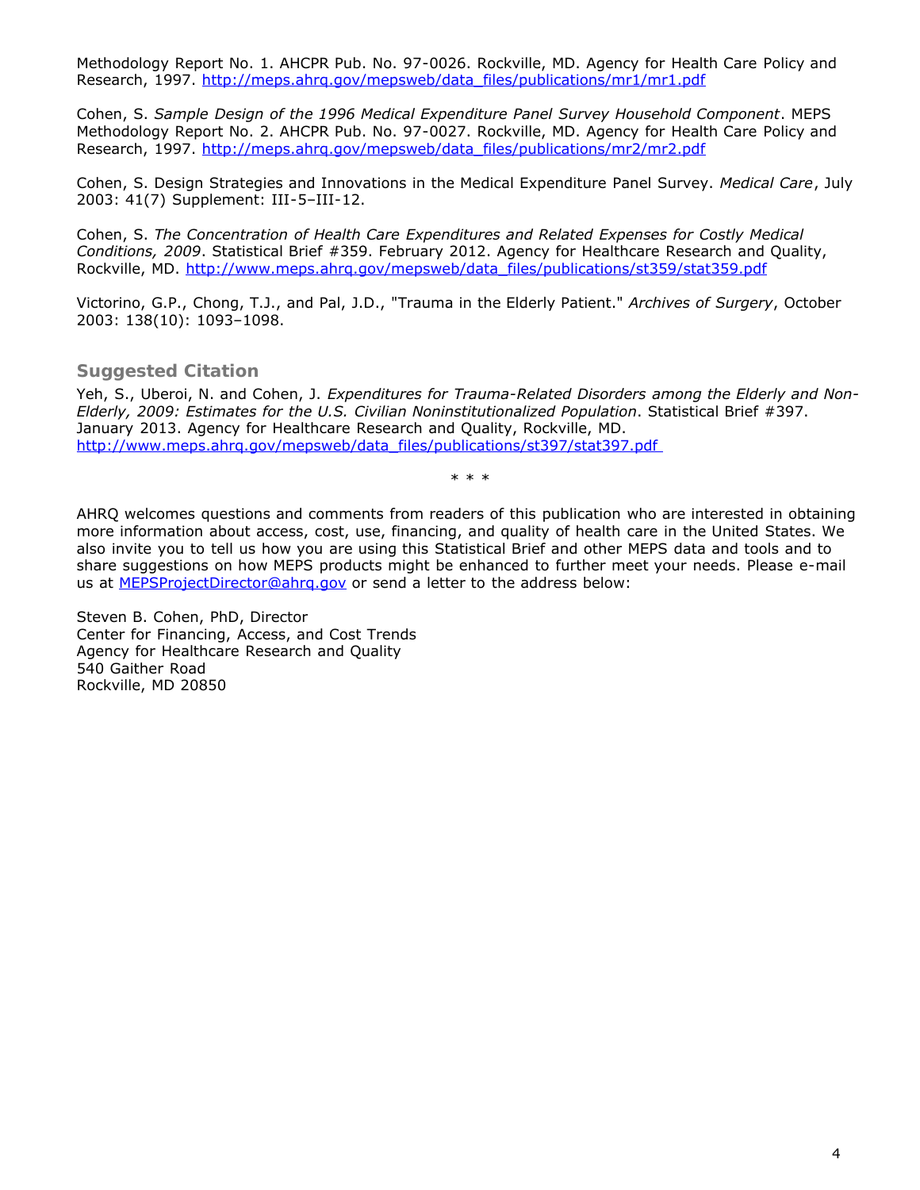Methodology Report No. 1. AHCPR Pub. No. 97-0026. Rockville, MD. Agency for Health Care Policy and Research, 1997. http://meps.ahrq.gov/mepsweb/data_files/publications/mr1/mr1.pdf

Cohen, S. *Sample Design of the 1996 Medical Expenditure Panel Survey Household Component*. MEPS Methodology Report No. 2. AHCPR Pub. No. 97-0027. Rockville, MD. Agency for Health Care Policy and Research, 1997. http://meps.ahrq.gov/mepsweb/data_files/publications/mr2/mr2.pdf

Cohen, S. Design Strategies and Innovations in the Medical Expenditure Panel Survey. *Medical Care*, July 2003: 41(7) Supplement: III-5–III-12.

Cohen, S. *The Concentration of Health Care Expenditures and Related Expenses for Costly Medical Conditions, 2009*. Statistical Brief #359. February 2012. Agency for Healthcare Research and Quality, Rockville, MD. http://www.meps.ahrq.gov/mepsweb/data_files/publications/st359/stat359.pdf

Victorino, G.P., Chong, T.J., and Pal, J.D., "Trauma in the Elderly Patient." *Archives of Surgery*, October 2003: 138(10): 1093–1098.

## Suggested Citation

Yeh, S., Uberoi, N. and Cohen, J. *Expenditures for Trauma-Related Disorders among the Elderly and Non-Elderly, 2009: Estimates for the U.S. Civilian Noninstitutionalized Population*. Statistical Brief #397. January 2013. Agency for Healthcare Research and Quality, Rockville, MD. http://www.meps.ahrq.gov/mepsweb/data_files/publications/st397/stat397.pdf

\* \* \*

AHRQ welcomes questions and comments from readers of this publication who are interested in obtaining more information about access, cost, use, financing, and quality of health care in the United States. We also invite you to tell us how you are using this Statistical Brief and other MEPS data and tools and to share suggestions on how MEPS products might be enhanced to further meet your needs. Please e-mail us at MEPSProjectDirector@ahrq.gov or send a letter to the address below:

Steven B. Cohen, PhD, Director
Center for Financing, Access, and Cost Trends
Agency for Healthcare Research and Quality
540 Gaither Road
Rockville, MD 20850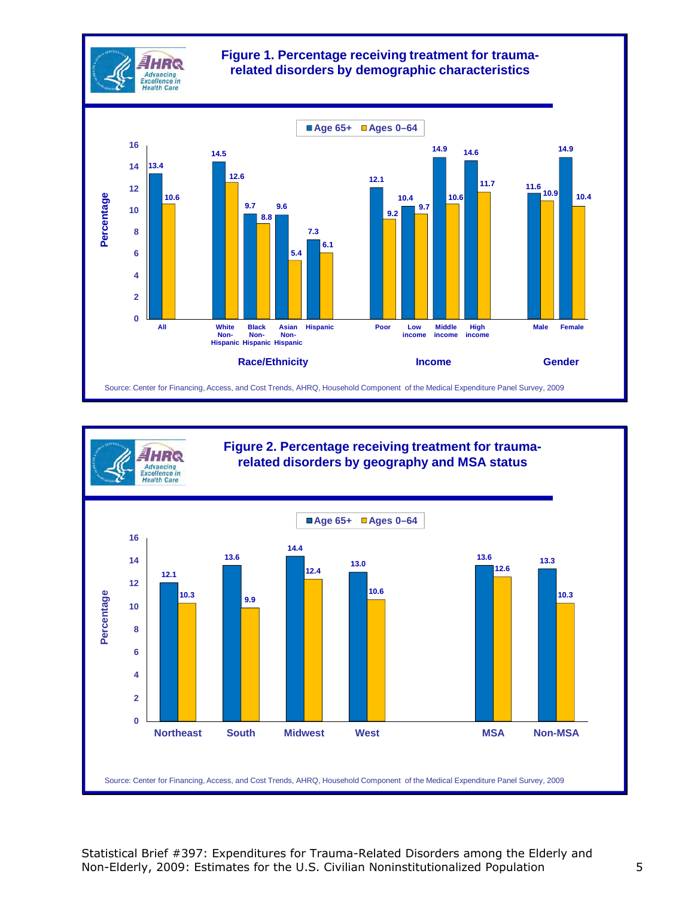**Figure 1. Percentage receiving treatment for trauma-related disorders by demographic characteristics**

| Category | Group | Age 65+ | Ages 0–64 |
|---|---|---|---|
| | All | 13.4 | 10.6 |
| Race/Ethnicity | White Non-Hispanic | 14.5 | 12.6 |
| Race/Ethnicity | Black Non-Hispanic | 9.7 | 8.8 |
| Race/Ethnicity | Asian Non-Hispanic | 9.6 | 5.4 |
| Race/Ethnicity | Hispanic | 7.3 | 6.1 |
| Income | Poor | 12.1 | 9.2 |
| Income | Low income | 10.4 | 9.7 |
| Income | Middle income | 14.9 | 10.6 |
| Income | High income | 14.6 | 11.7 |
| Gender | Male | 11.6 | 10.9 |
| Gender | Female | 14.9 | 10.4 |

Source: Center for Financing, Access, and Cost Trends, AHRQ, Household Component of the Medical Expenditure Panel Survey, 2009

**Figure 2. Percentage receiving treatment for trauma-related disorders by geography and MSA status**

| Group | Age 65+ | Ages 0–64 |
|---|---|---|
| Northeast | 12.1 | 10.3 |
| South | 13.6 | 9.9 |
| Midwest | 14.4 | 12.4 |
| West | 13.0 | 10.6 |
| MSA | 13.6 | 12.6 |
| Non-MSA | 13.3 | 10.3 |

Source: Center for Financing, Access, and Cost Trends, AHRQ, Household Component of the Medical Expenditure Panel Survey, 2009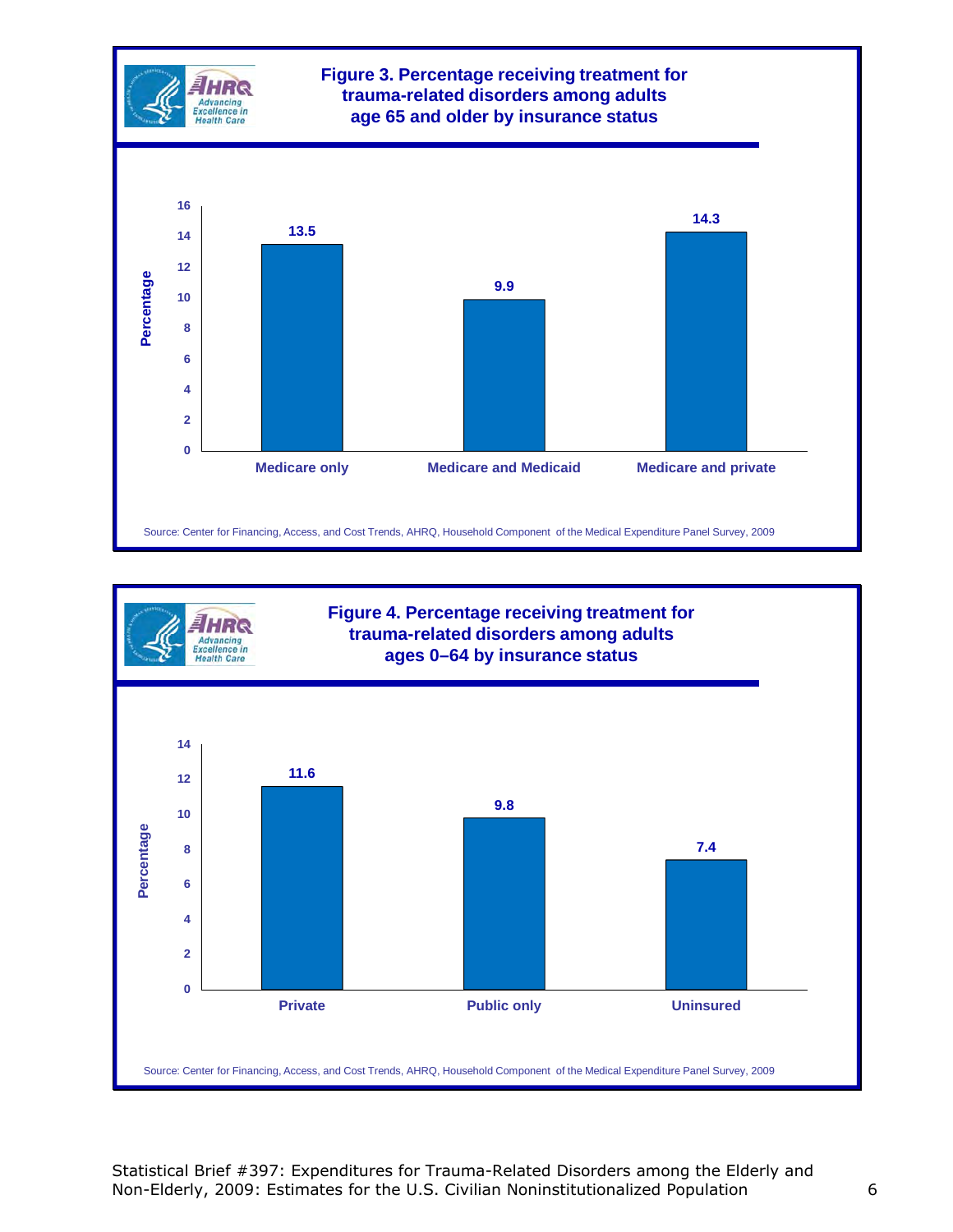## Figure 3. Percentage receiving treatment for trauma-related disorders among adults age 65 and older by insurance status

| Insurance status | Percentage |
| --- | --- |
| Medicare only | 13.5 |
| Medicare and Medicaid | 9.9 |
| Medicare and private | 14.3 |

Source: Center for Financing, Access, and Cost Trends, AHRQ, Household Component of the Medical Expenditure Panel Survey, 2009

## Figure 4. Percentage receiving treatment for trauma-related disorders among adults ages 0–64 by insurance status

| Insurance status | Percentage |
| --- | --- |
| Private | 11.6 |
| Public only | 9.8 |
| Uninsured | 7.4 |

Source: Center for Financing, Access, and Cost Trends, AHRQ, Household Component of the Medical Expenditure Panel Survey, 2009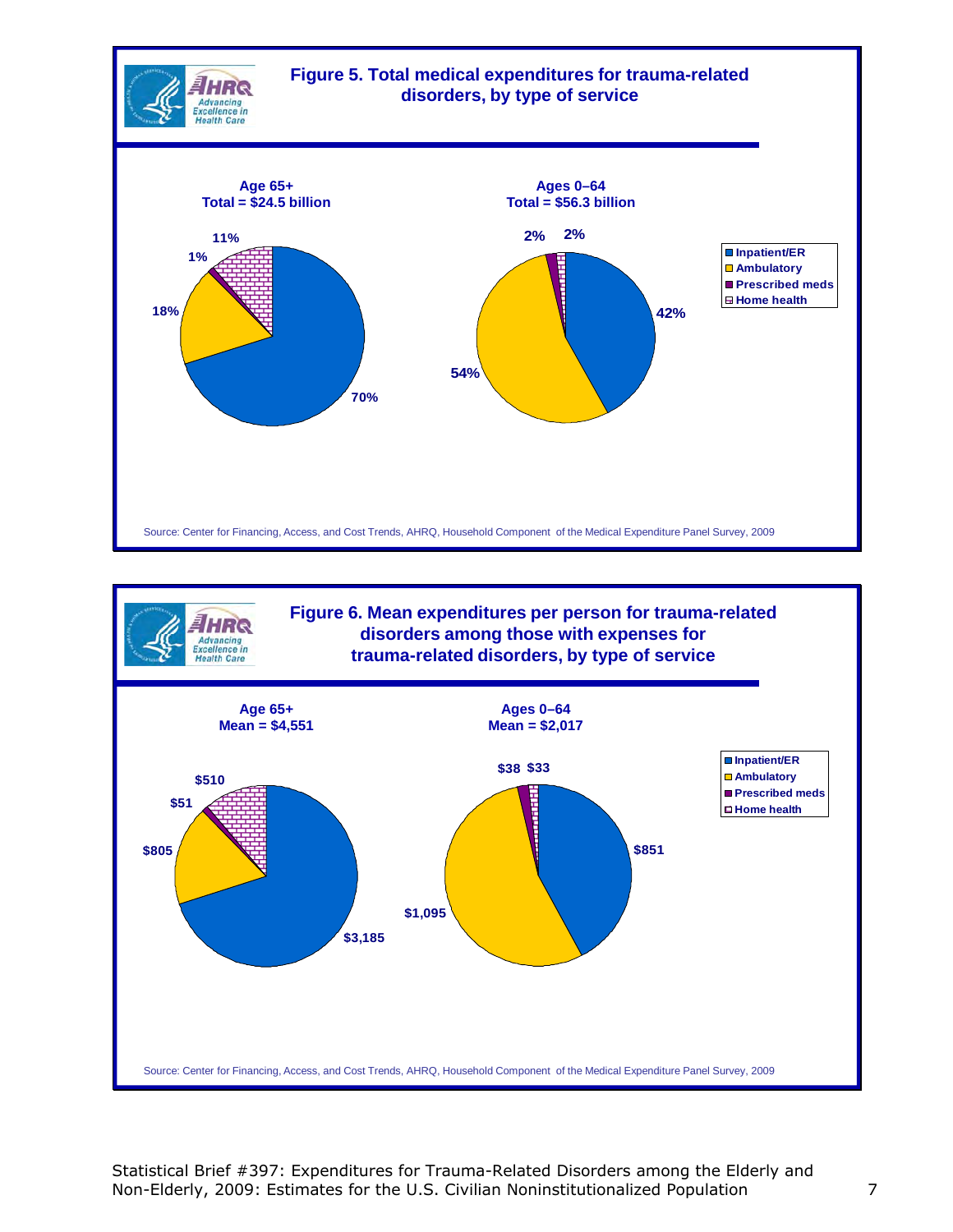## Figure 5. Total medical expenditures for trauma-related disorders, by type of service

Age 65+
Total = $24.5 billion

11%
1%
18%
70%

Ages 0–64
Total = $56.3 billion

2%
2%
42%
54%

Inpatient/ER
Ambulatory
Prescribed meds
Home health

Source: Center for Financing, Access, and Cost Trends, AHRQ, Household Component of the Medical Expenditure Panel Survey, 2009

## Figure 6. Mean expenditures per person for trauma-related disorders among those with expenses for trauma-related disorders, by type of service

Age 65+
Mean = $4,551

$510
$51
$805
$3,185

Ages 0–64
Mean = $2,017

$38
$33
$851
$1,095

Inpatient/ER
Ambulatory
Prescribed meds
Home health

Source: Center for Financing, Access, and Cost Trends, AHRQ, Household Component of the Medical Expenditure Panel Survey, 2009